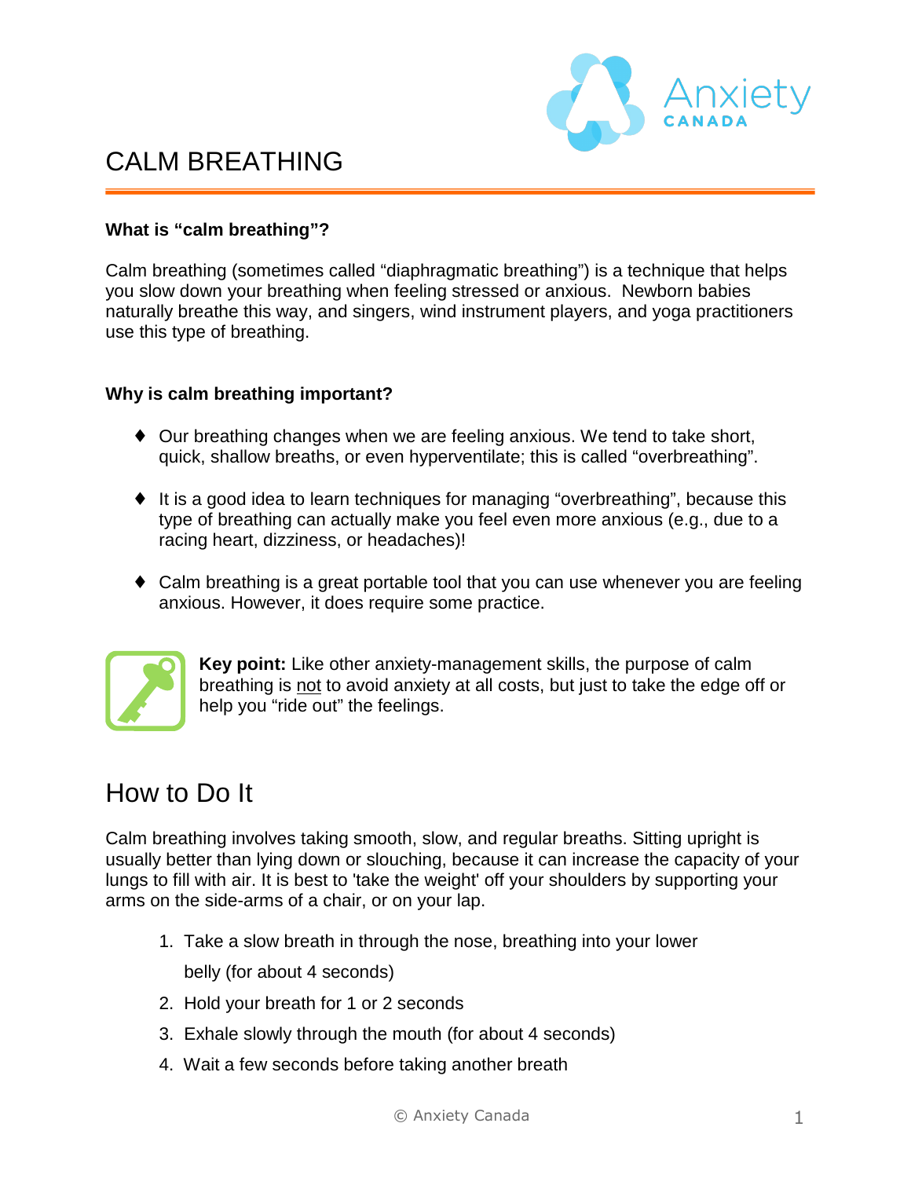# CALM BREATHING

### What is "calm breathing"?

Calm breathing (sometimes called "diaphragmatic breathing") is a technique that helps you slow down your breathing when feeling stressed or anxious. Newborn babies naturally breathe this way, and singers, wind instrument players, and yoga practitioners use this type of breathing.

### Why is calm breathing important?

- Our breathing changes when we are feeling anxious. We tend to take short, quick, shallow breaths, or even hyperventilate; this is called "overbreathing".
- It is a good idea to learn techniques for managing "overbreathing", because this type of breathing can actually make you feel even more anxious (e.g., due to a racing heart, dizziness, or headaches)!
- Calm breathing is a great portable tool that you can use whenever you are feeling anxious. However, it does require some practice.

**Key point:** Like other anxiety-management skills, the purpose of calm breathing is <u>not</u> to avoid anxiety at all costs, but just to take the edge off or help you "ride out" the feelings.

## How to Do It

Calm breathing involves taking smooth, slow, and regular breaths. Sitting upright is usually better than lying down or slouching, because it can increase the capacity of your lungs to fill with air. It is best to 'take the weight' off your shoulders by supporting your arms on the side-arms of a chair, or on your lap.

1. Take a slow breath in through the nose, breathing into your lower belly (for about 4 seconds)
2. Hold your breath for 1 or 2 seconds
3. Exhale slowly through the mouth (for about 4 seconds)
4. Wait a few seconds before taking another breath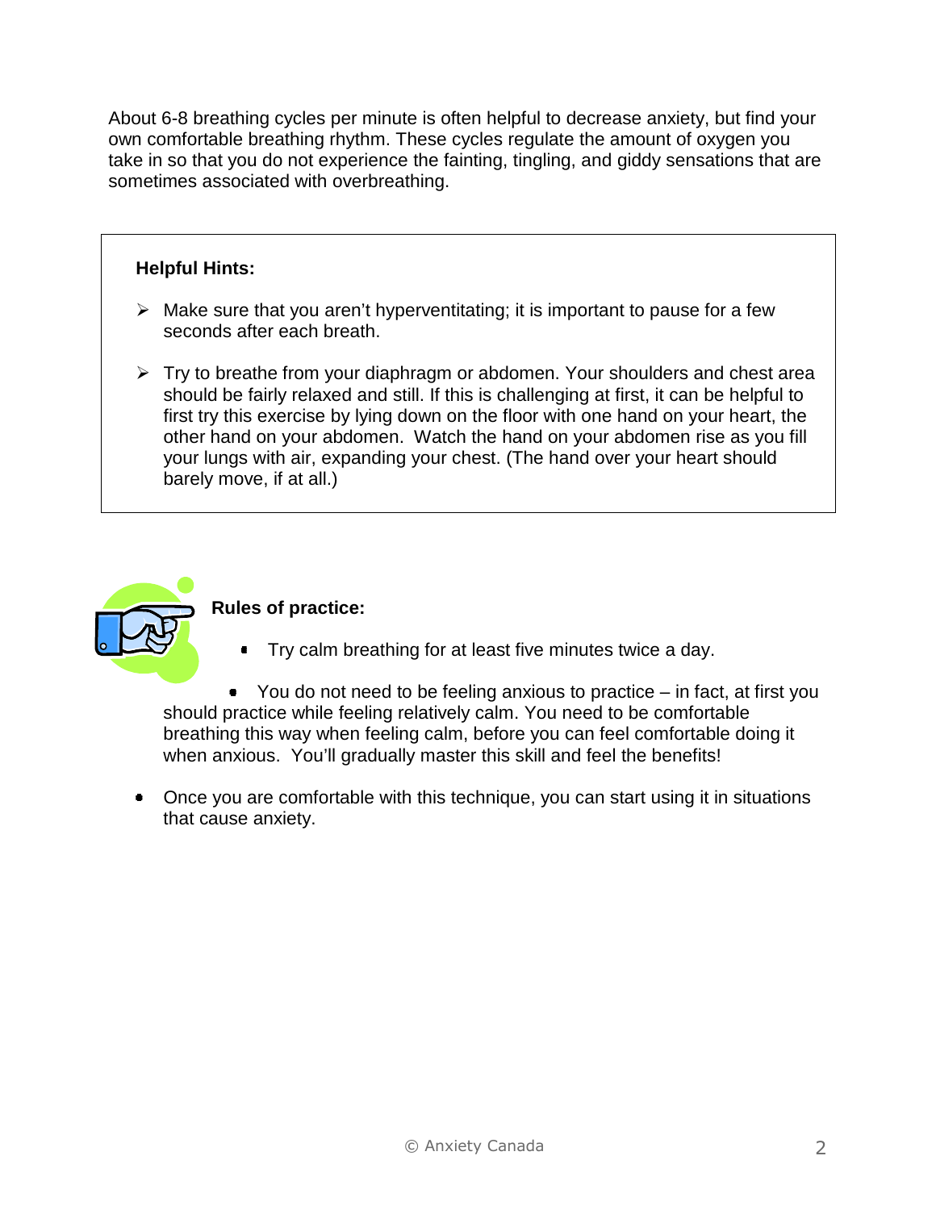About 6-8 breathing cycles per minute is often helpful to decrease anxiety, but find your own comfortable breathing rhythm. These cycles regulate the amount of oxygen you take in so that you do not experience the fainting, tingling, and giddy sensations that are sometimes associated with overbreathing.

**Helpful Hints:**

- Make sure that you aren't hyperventitating; it is important to pause for a few seconds after each breath.
- Try to breathe from your diaphragm or abdomen. Your shoulders and chest area should be fairly relaxed and still. If this is challenging at first, it can be helpful to first try this exercise by lying down on the floor with one hand on your heart, the other hand on your abdomen. Watch the hand on your abdomen rise as you fill your lungs with air, expanding your chest. (The hand over your heart should barely move, if at all.)

**Rules of practice:**

- Try calm breathing for at least five minutes twice a day.
- You do not need to be feeling anxious to practice – in fact, at first you should practice while feeling relatively calm. You need to be comfortable breathing this way when feeling calm, before you can feel comfortable doing it when anxious. You'll gradually master this skill and feel the benefits!
- Once you are comfortable with this technique, you can start using it in situations that cause anxiety.

© Anxiety Canada